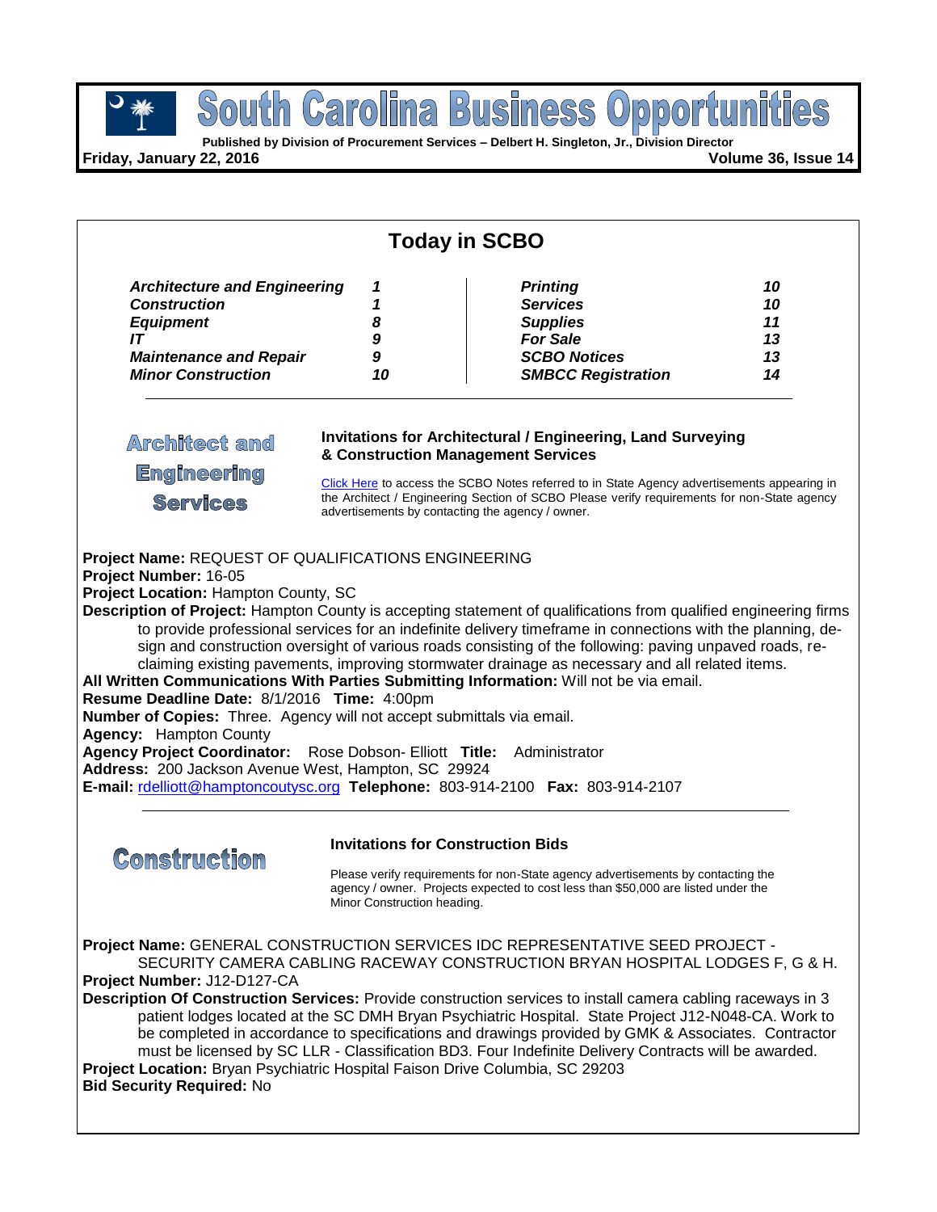# South Carolina Business Opportunities

**Published by Division of Procurement Services – Delbert H. Singleton, Jr., Division Director**

**Friday, January 22, 2016** **Volume 36, Issue 14**

## Today in SCBO

| | | | |
|---|---|---|---|
| ***Architecture and Engineering*** | ***1*** | ***Printing*** | ***10*** |
| ***Construction*** | ***1*** | ***Services*** | ***10*** |
| ***Equipment*** | ***8*** | ***Supplies*** | ***11*** |
| ***IT*** | ***9*** | ***For Sale*** | ***13*** |
| ***Maintenance and Repair*** | ***9*** | ***SCBO Notices*** | ***13*** |
| ***Minor Construction*** | ***10*** | ***SMBCC Registration*** | ***14*** |

## Architect and Engineering Services

### Invitations for Architectural / Engineering, Land Surveying & Construction Management Services

Click Here to access the SCBO Notes referred to in State Agency advertisements appearing in the Architect / Engineering Section of SCBO Please verify requirements for non-State agency advertisements by contacting the agency / owner.

**Project Name:** REQUEST OF QUALIFICATIONS ENGINEERING
**Project Number:** 16-05
**Project Location:** Hampton County, SC
**Description of Project:** Hampton County is accepting statement of qualifications from qualified engineering firms to provide professional services for an indefinite delivery timeframe in connections with the planning, design and construction oversight of various roads consisting of the following: paving unpaved roads, reclaiming existing pavements, improving stormwater drainage as necessary and all related items.
**All Written Communications With Parties Submitting Information:** Will not be via email.
**Resume Deadline Date:** 8/1/2016 **Time:** 4:00pm
**Number of Copies:** Three. Agency will not accept submittals via email.
**Agency:** Hampton County
**Agency Project Coordinator:** Rose Dobson- Elliott **Title:** Administrator
**Address:** 200 Jackson Avenue West, Hampton, SC 29924
**E-mail:** rdelliott@hamptoncoutysc.org **Telephone:** 803-914-2100 **Fax:** 803-914-2107

## Construction

### Invitations for Construction Bids

Please verify requirements for non-State agency advertisements by contacting the agency / owner. Projects expected to cost less than $50,000 are listed under the Minor Construction heading.

**Project Name:** GENERAL CONSTRUCTION SERVICES IDC REPRESENTATIVE SEED PROJECT - SECURITY CAMERA CABLING RACEWAY CONSTRUCTION BRYAN HOSPITAL LODGES F, G & H.
**Project Number:** J12-D127-CA
**Description Of Construction Services:** Provide construction services to install camera cabling raceways in 3 patient lodges located at the SC DMH Bryan Psychiatric Hospital. State Project J12-N048-CA. Work to be completed in accordance to specifications and drawings provided by GMK & Associates. Contractor must be licensed by SC LLR - Classification BD3. Four Indefinite Delivery Contracts will be awarded.
**Project Location:** Bryan Psychiatric Hospital Faison Drive Columbia, SC 29203
**Bid Security Required:** No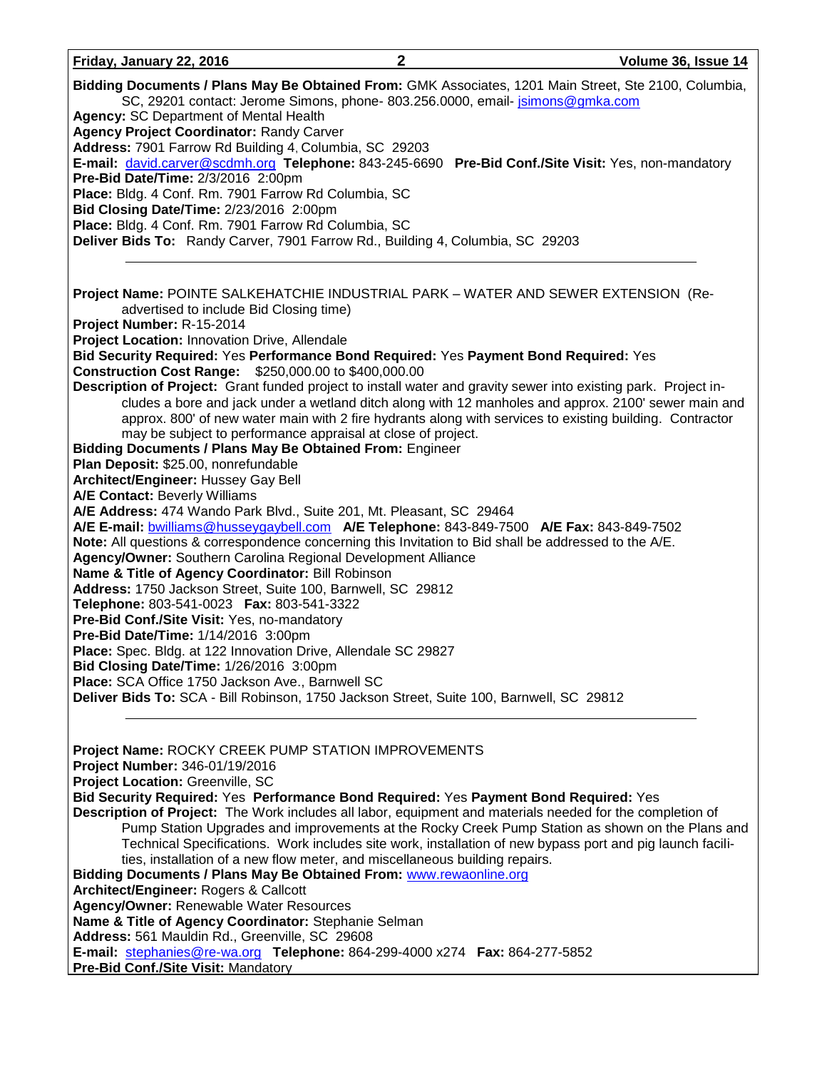**Bidding Documents / Plans May Be Obtained From:** GMK Associates, 1201 Main Street, Ste 2100, Columbia, SC, 29201 contact: Jerome Simons, phone- 803.256.0000, email- jsimons@gmka.com
**Agency:** SC Department of Mental Health
**Agency Project Coordinator:** Randy Carver
**Address:** 7901 Farrow Rd Building 4, Columbia, SC 29203
**E-mail:** david.carver@scdmh.org **Telephone:** 843-245-6690 **Pre-Bid Conf./Site Visit:** Yes, non-mandatory
**Pre-Bid Date/Time:** 2/3/2016 2:00pm
**Place:** Bldg. 4 Conf. Rm. 7901 Farrow Rd Columbia, SC
**Bid Closing Date/Time:** 2/23/2016 2:00pm
**Place:** Bldg. 4 Conf. Rm. 7901 Farrow Rd Columbia, SC
**Deliver Bids To:** Randy Carver, 7901 Farrow Rd., Building 4, Columbia, SC 29203

---

**Project Name:** POINTE SALKEHATCHIE INDUSTRIAL PARK – WATER AND SEWER EXTENSION (Re-advertised to include Bid Closing time)
**Project Number:** R-15-2014
**Project Location:** Innovation Drive, Allendale
**Bid Security Required:** Yes **Performance Bond Required:** Yes **Payment Bond Required:** Yes
**Construction Cost Range:** $250,000.00 to $400,000.00
**Description of Project:** Grant funded project to install water and gravity sewer into existing park. Project includes a bore and jack under a wetland ditch along with 12 manholes and approx. 2100' sewer main and approx. 800' of new water main with 2 fire hydrants along with services to existing building. Contractor may be subject to performance appraisal at close of project.
**Bidding Documents / Plans May Be Obtained From:** Engineer
**Plan Deposit:** $25.00, nonrefundable
**Architect/Engineer:** Hussey Gay Bell
**A/E Contact:** Beverly Williams
**A/E Address:** 474 Wando Park Blvd., Suite 201, Mt. Pleasant, SC 29464
**A/E E-mail:** bwilliams@husseygaybell.com **A/E Telephone:** 843-849-7500 **A/E Fax:** 843-849-7502
**Note:** All questions & correspondence concerning this Invitation to Bid shall be addressed to the A/E.
**Agency/Owner:** Southern Carolina Regional Development Alliance
**Name & Title of Agency Coordinator:** Bill Robinson
**Address:** 1750 Jackson Street, Suite 100, Barnwell, SC 29812
**Telephone:** 803-541-0023 **Fax:** 803-541-3322
**Pre-Bid Conf./Site Visit:** Yes, no-mandatory
**Pre-Bid Date/Time:** 1/14/2016 3:00pm
**Place:** Spec. Bldg. at 122 Innovation Drive, Allendale SC 29827
**Bid Closing Date/Time:** 1/26/2016 3:00pm
**Place:** SCA Office 1750 Jackson Ave., Barnwell SC
**Deliver Bids To:** SCA - Bill Robinson, 1750 Jackson Street, Suite 100, Barnwell, SC 29812

---

**Project Name:** ROCKY CREEK PUMP STATION IMPROVEMENTS
**Project Number:** 346-01/19/2016
**Project Location:** Greenville, SC
**Bid Security Required:** Yes **Performance Bond Required:** Yes **Payment Bond Required:** Yes
**Description of Project:** The Work includes all labor, equipment and materials needed for the completion of Pump Station Upgrades and improvements at the Rocky Creek Pump Station as shown on the Plans and Technical Specifications. Work includes site work, installation of new bypass port and pig launch facilities, installation of a new flow meter, and miscellaneous building repairs.
**Bidding Documents / Plans May Be Obtained From:** www.rewaonline.org
**Architect/Engineer:** Rogers & Callcott
**Agency/Owner:** Renewable Water Resources
**Name & Title of Agency Coordinator:** Stephanie Selman
**Address:** 561 Mauldin Rd., Greenville, SC 29608
**E-mail:** stephanies@re-wa.org **Telephone:** 864-299-4000 x274 **Fax:** 864-277-5852
**Pre-Bid Conf./Site Visit:** Mandatory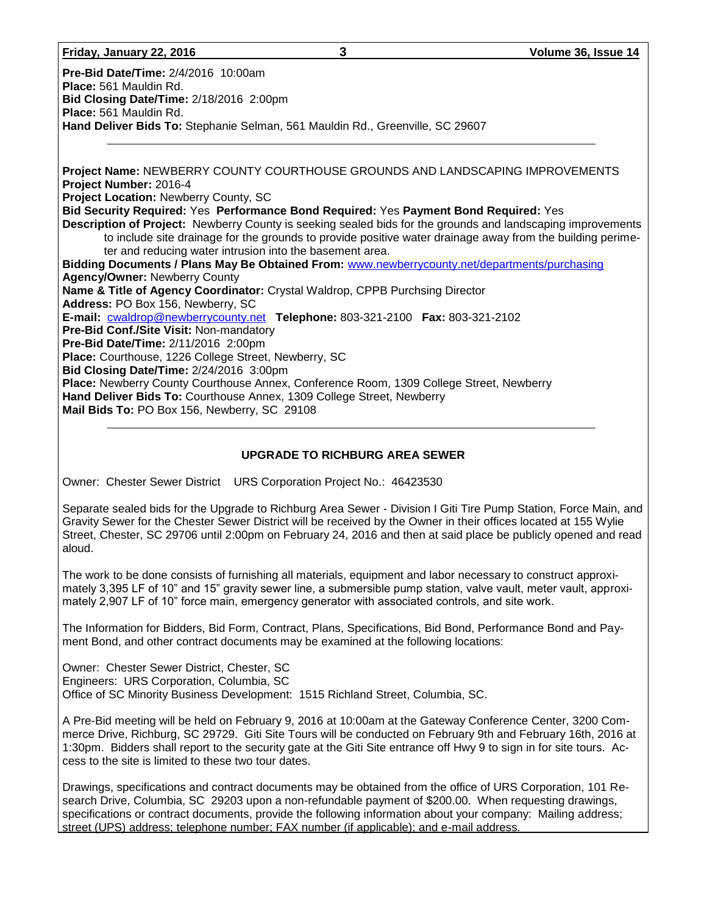**Pre-Bid Date/Time:** 2/4/2016 10:00am
**Place:** 561 Mauldin Rd.
**Bid Closing Date/Time:** 2/18/2016 2:00pm
**Place:** 561 Mauldin Rd.
**Hand Deliver Bids To:** Stephanie Selman, 561 Mauldin Rd., Greenville, SC 29607

---

**Project Name:** NEWBERRY COUNTY COURTHOUSE GROUNDS AND LANDSCAPING IMPROVEMENTS
**Project Number:** 2016-4
**Project Location:** Newberry County, SC
**Bid Security Required:** Yes **Performance Bond Required:** Yes **Payment Bond Required:** Yes
**Description of Project:** Newberry County is seeking sealed bids for the grounds and landscaping improvements to include site drainage for the grounds to provide positive water drainage away from the building perimeter and reducing water intrusion into the basement area.
**Bidding Documents / Plans May Be Obtained From:** www.newberrycounty.net/departments/purchasing
**Agency/Owner:** Newberry County
**Name & Title of Agency Coordinator:** Crystal Waldrop, CPPB Purchsing Director
**Address:** PO Box 156, Newberry, SC
**E-mail:** cwaldrop@newberrycounty.net **Telephone:** 803-321-2100 **Fax:** 803-321-2102
**Pre-Bid Conf./Site Visit:** Non-mandatory
**Pre-Bid Date/Time:** 2/11/2016 2:00pm
**Place:** Courthouse, 1226 College Street, Newberry, SC
**Bid Closing Date/Time:** 2/24/2016 3:00pm
**Place:** Newberry County Courthouse Annex, Conference Room, 1309 College Street, Newberry
**Hand Deliver Bids To:** Courthouse Annex, 1309 College Street, Newberry
**Mail Bids To:** PO Box 156, Newberry, SC 29108

---

## UPGRADE TO RICHBURG AREA SEWER

Owner: Chester Sewer District URS Corporation Project No.: 46423530

Separate sealed bids for the Upgrade to Richburg Area Sewer - Division I Giti Tire Pump Station, Force Main, and Gravity Sewer for the Chester Sewer District will be received by the Owner in their offices located at 155 Wylie Street, Chester, SC 29706 until 2:00pm on February 24, 2016 and then at said place be publicly opened and read aloud.

The work to be done consists of furnishing all materials, equipment and labor necessary to construct approximately 3,395 LF of 10" and 15" gravity sewer line, a submersible pump station, valve vault, meter vault, approximately 2,907 LF of 10" force main, emergency generator with associated controls, and site work.

The Information for Bidders, Bid Form, Contract, Plans, Specifications, Bid Bond, Performance Bond and Payment Bond, and other contract documents may be examined at the following locations:

Owner: Chester Sewer District, Chester, SC
Engineers: URS Corporation, Columbia, SC
Office of SC Minority Business Development: 1515 Richland Street, Columbia, SC.

A Pre-Bid meeting will be held on February 9, 2016 at 10:00am at the Gateway Conference Center, 3200 Commerce Drive, Richburg, SC 29729. Giti Site Tours will be conducted on February 9th and February 16th, 2016 at 1:30pm. Bidders shall report to the security gate at the Giti Site entrance off Hwy 9 to sign in for site tours. Access to the site is limited to these two tour dates.

Drawings, specifications and contract documents may be obtained from the office of URS Corporation, 101 Research Drive, Columbia, SC 29203 upon a non-refundable payment of $200.00. When requesting drawings, specifications or contract documents, provide the following information about your company: Mailing address; street (UPS) address; telephone number; FAX number (if applicable); and e-mail address.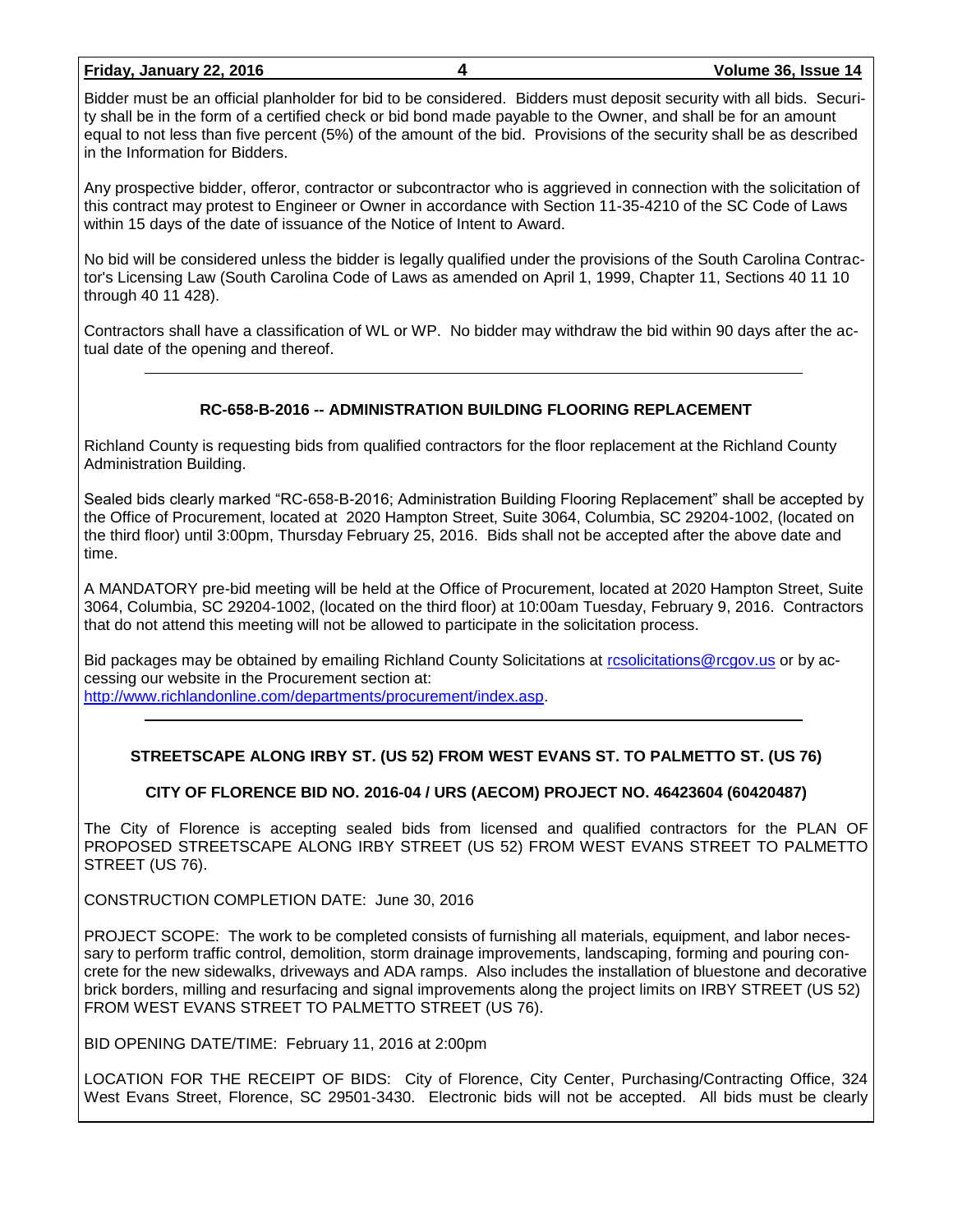Bidder must be an official planholder for bid to be considered. Bidders must deposit security with all bids. Security shall be in the form of a certified check or bid bond made payable to the Owner, and shall be for an amount equal to not less than five percent (5%) of the amount of the bid. Provisions of the security shall be as described in the Information for Bidders.

Any prospective bidder, offeror, contractor or subcontractor who is aggrieved in connection with the solicitation of this contract may protest to Engineer or Owner in accordance with Section 11-35-4210 of the SC Code of Laws within 15 days of the date of issuance of the Notice of Intent to Award.

No bid will be considered unless the bidder is legally qualified under the provisions of the South Carolina Contractor's Licensing Law (South Carolina Code of Laws as amended on April 1, 1999, Chapter 11, Sections 40 11 10 through 40 11 428).

Contractors shall have a classification of WL or WP. No bidder may withdraw the bid within 90 days after the actual date of the opening and thereof.

---

**RC-658-B-2016 -- ADMINISTRATION BUILDING FLOORING REPLACEMENT**

Richland County is requesting bids from qualified contractors for the floor replacement at the Richland County Administration Building.

Sealed bids clearly marked "RC-658-B-2016; Administration Building Flooring Replacement" shall be accepted by the Office of Procurement, located at 2020 Hampton Street, Suite 3064, Columbia, SC 29204-1002, (located on the third floor) until 3:00pm, Thursday February 25, 2016. Bids shall not be accepted after the above date and time.

A MANDATORY pre-bid meeting will be held at the Office of Procurement, located at 2020 Hampton Street, Suite 3064, Columbia, SC 29204-1002, (located on the third floor) at 10:00am Tuesday, February 9, 2016. Contractors that do not attend this meeting will not be allowed to participate in the solicitation process.

Bid packages may be obtained by emailing Richland County Solicitations at rcsolicitations@rcgov.us or by accessing our website in the Procurement section at: http://www.richlandonline.com/departments/procurement/index.asp.

---

**STREETSCAPE ALONG IRBY ST. (US 52) FROM WEST EVANS ST. TO PALMETTO ST. (US 76)**

**CITY OF FLORENCE BID NO. 2016-04 / URS (AECOM) PROJECT NO. 46423604 (60420487)**

The City of Florence is accepting sealed bids from licensed and qualified contractors for the PLAN OF PROPOSED STREETSCAPE ALONG IRBY STREET (US 52) FROM WEST EVANS STREET TO PALMETTO STREET (US 76).

CONSTRUCTION COMPLETION DATE: June 30, 2016

PROJECT SCOPE: The work to be completed consists of furnishing all materials, equipment, and labor necessary to perform traffic control, demolition, storm drainage improvements, landscaping, forming and pouring concrete for the new sidewalks, driveways and ADA ramps. Also includes the installation of bluestone and decorative brick borders, milling and resurfacing and signal improvements along the project limits on IRBY STREET (US 52) FROM WEST EVANS STREET TO PALMETTO STREET (US 76).

BID OPENING DATE/TIME: February 11, 2016 at 2:00pm

LOCATION FOR THE RECEIPT OF BIDS: City of Florence, City Center, Purchasing/Contracting Office, 324 West Evans Street, Florence, SC 29501-3430. Electronic bids will not be accepted. All bids must be clearly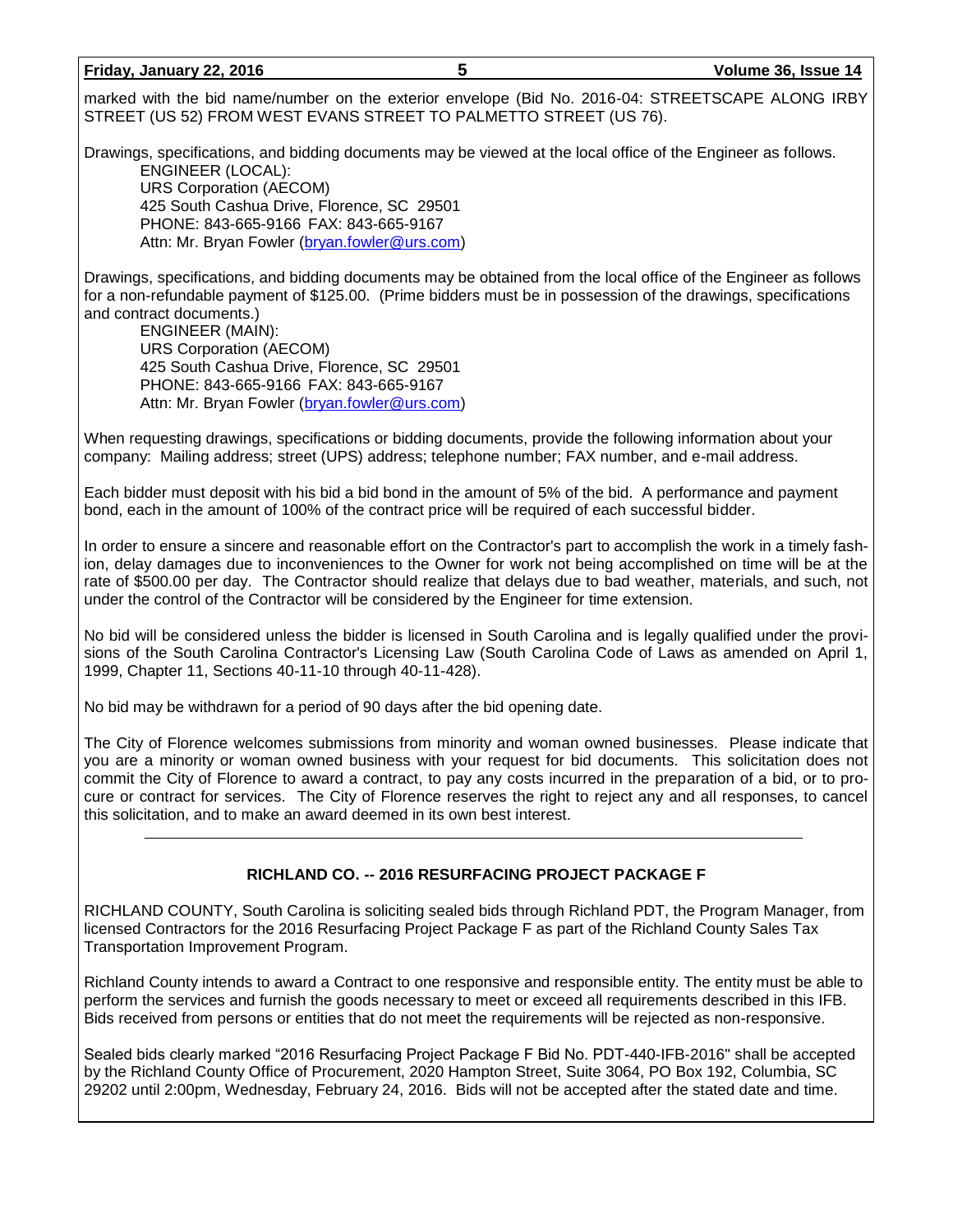marked with the bid name/number on the exterior envelope (Bid No. 2016-04: STREETSCAPE ALONG IRBY STREET (US 52) FROM WEST EVANS STREET TO PALMETTO STREET (US 76).

Drawings, specifications, and bidding documents may be viewed at the local office of the Engineer as follows.

ENGINEER (LOCAL):
URS Corporation (AECOM)
425 South Cashua Drive, Florence, SC 29501
PHONE: 843-665-9166 FAX: 843-665-9167
Attn: Mr. Bryan Fowler (bryan.fowler@urs.com)

Drawings, specifications, and bidding documents may be obtained from the local office of the Engineer as follows for a non-refundable payment of $125.00. (Prime bidders must be in possession of the drawings, specifications and contract documents.)

ENGINEER (MAIN):
URS Corporation (AECOM)
425 South Cashua Drive, Florence, SC 29501
PHONE: 843-665-9166 FAX: 843-665-9167
Attn: Mr. Bryan Fowler (bryan.fowler@urs.com)

When requesting drawings, specifications or bidding documents, provide the following information about your company: Mailing address; street (UPS) address; telephone number; FAX number, and e-mail address.

Each bidder must deposit with his bid a bid bond in the amount of 5% of the bid. A performance and payment bond, each in the amount of 100% of the contract price will be required of each successful bidder.

In order to ensure a sincere and reasonable effort on the Contractor's part to accomplish the work in a timely fashion, delay damages due to inconveniences to the Owner for work not being accomplished on time will be at the rate of $500.00 per day. The Contractor should realize that delays due to bad weather, materials, and such, not under the control of the Contractor will be considered by the Engineer for time extension.

No bid will be considered unless the bidder is licensed in South Carolina and is legally qualified under the provisions of the South Carolina Contractor's Licensing Law (South Carolina Code of Laws as amended on April 1, 1999, Chapter 11, Sections 40-11-10 through 40-11-428).

No bid may be withdrawn for a period of 90 days after the bid opening date.

The City of Florence welcomes submissions from minority and woman owned businesses. Please indicate that you are a minority or woman owned business with your request for bid documents. This solicitation does not commit the City of Florence to award a contract, to pay any costs incurred in the preparation of a bid, or to procure or contract for services. The City of Florence reserves the right to reject any and all responses, to cancel this solicitation, and to make an award deemed in its own best interest.

---

## RICHLAND CO. -- 2016 RESURFACING PROJECT PACKAGE F

RICHLAND COUNTY, South Carolina is soliciting sealed bids through Richland PDT, the Program Manager, from licensed Contractors for the 2016 Resurfacing Project Package F as part of the Richland County Sales Tax Transportation Improvement Program.

Richland County intends to award a Contract to one responsive and responsible entity. The entity must be able to perform the services and furnish the goods necessary to meet or exceed all requirements described in this IFB. Bids received from persons or entities that do not meet the requirements will be rejected as non-responsive.

Sealed bids clearly marked "2016 Resurfacing Project Package F Bid No. PDT-440-IFB-2016" shall be accepted by the Richland County Office of Procurement, 2020 Hampton Street, Suite 3064, PO Box 192, Columbia, SC 29202 until 2:00pm, Wednesday, February 24, 2016. Bids will not be accepted after the stated date and time.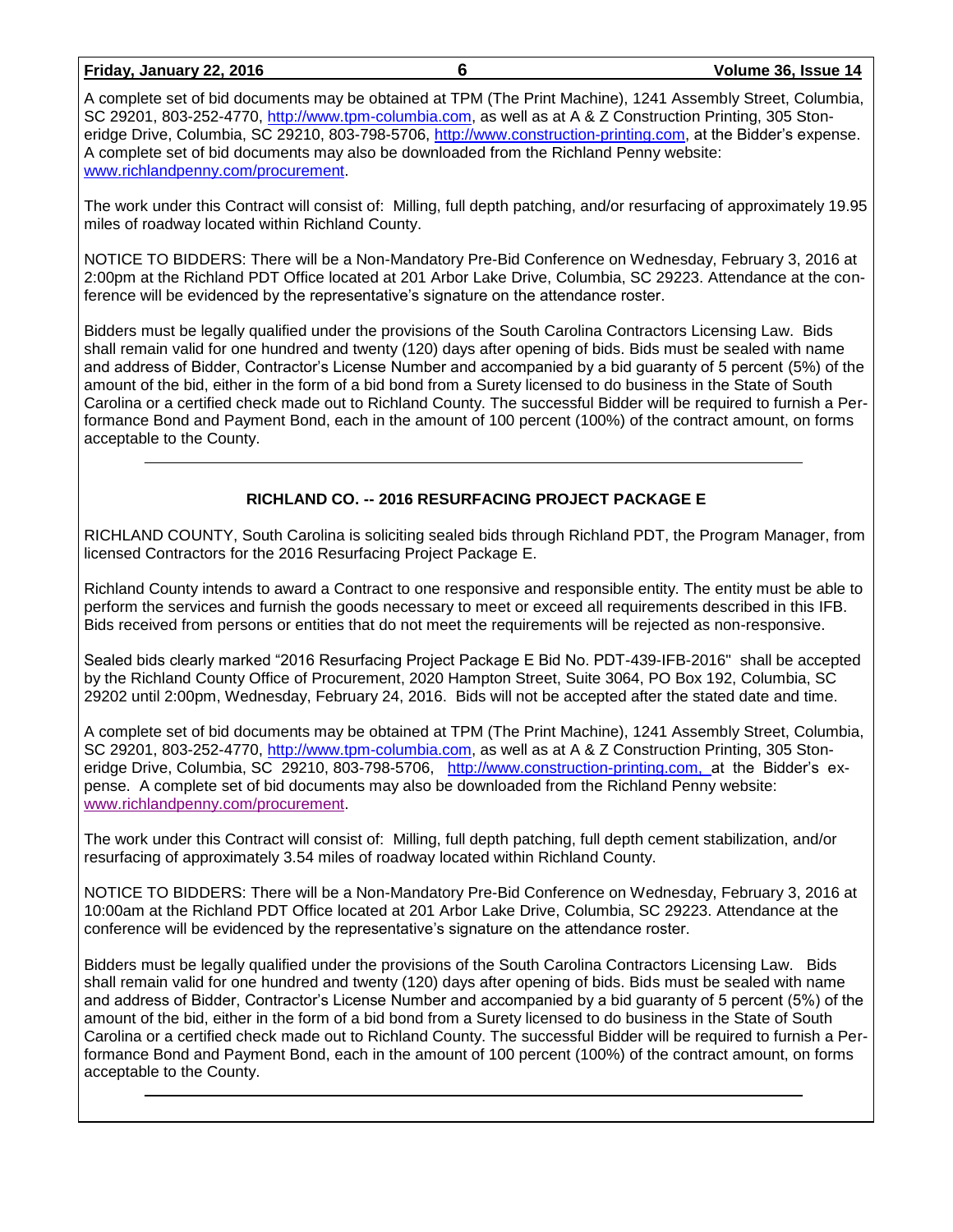A complete set of bid documents may be obtained at TPM (The Print Machine), 1241 Assembly Street, Columbia, SC 29201, 803-252-4770, http://www.tpm-columbia.com, as well as at A & Z Construction Printing, 305 Stoneridge Drive, Columbia, SC 29210, 803-798-5706, http://www.construction-printing.com, at the Bidder's expense. A complete set of bid documents may also be downloaded from the Richland Penny website: www.richlandpenny.com/procurement.

The work under this Contract will consist of: Milling, full depth patching, and/or resurfacing of approximately 19.95 miles of roadway located within Richland County.

NOTICE TO BIDDERS: There will be a Non-Mandatory Pre-Bid Conference on Wednesday, February 3, 2016 at 2:00pm at the Richland PDT Office located at 201 Arbor Lake Drive, Columbia, SC 29223. Attendance at the conference will be evidenced by the representative's signature on the attendance roster.

Bidders must be legally qualified under the provisions of the South Carolina Contractors Licensing Law. Bids shall remain valid for one hundred and twenty (120) days after opening of bids. Bids must be sealed with name and address of Bidder, Contractor's License Number and accompanied by a bid guaranty of 5 percent (5%) of the amount of the bid, either in the form of a bid bond from a Surety licensed to do business in the State of South Carolina or a certified check made out to Richland County. The successful Bidder will be required to furnish a Performance Bond and Payment Bond, each in the amount of 100 percent (100%) of the contract amount, on forms acceptable to the County.

---

**RICHLAND CO. -- 2016 RESURFACING PROJECT PACKAGE E**

RICHLAND COUNTY, South Carolina is soliciting sealed bids through Richland PDT, the Program Manager, from licensed Contractors for the 2016 Resurfacing Project Package E.

Richland County intends to award a Contract to one responsive and responsible entity. The entity must be able to perform the services and furnish the goods necessary to meet or exceed all requirements described in this IFB. Bids received from persons or entities that do not meet the requirements will be rejected as non-responsive.

Sealed bids clearly marked "2016 Resurfacing Project Package E Bid No. PDT-439-IFB-2016" shall be accepted by the Richland County Office of Procurement, 2020 Hampton Street, Suite 3064, PO Box 192, Columbia, SC 29202 until 2:00pm, Wednesday, February 24, 2016. Bids will not be accepted after the stated date and time.

A complete set of bid documents may be obtained at TPM (The Print Machine), 1241 Assembly Street, Columbia, SC 29201, 803-252-4770, http://www.tpm-columbia.com, as well as at A & Z Construction Printing, 305 Stoneridge Drive, Columbia, SC 29210, 803-798-5706, http://www.construction-printing.com, at the Bidder's expense. A complete set of bid documents may also be downloaded from the Richland Penny website: www.richlandpenny.com/procurement.

The work under this Contract will consist of: Milling, full depth patching, full depth cement stabilization, and/or resurfacing of approximately 3.54 miles of roadway located within Richland County.

NOTICE TO BIDDERS: There will be a Non-Mandatory Pre-Bid Conference on Wednesday, February 3, 2016 at 10:00am at the Richland PDT Office located at 201 Arbor Lake Drive, Columbia, SC 29223. Attendance at the conference will be evidenced by the representative's signature on the attendance roster.

Bidders must be legally qualified under the provisions of the South Carolina Contractors Licensing Law. Bids shall remain valid for one hundred and twenty (120) days after opening of bids. Bids must be sealed with name and address of Bidder, Contractor's License Number and accompanied by a bid guaranty of 5 percent (5%) of the amount of the bid, either in the form of a bid bond from a Surety licensed to do business in the State of South Carolina or a certified check made out to Richland County. The successful Bidder will be required to furnish a Performance Bond and Payment Bond, each in the amount of 100 percent (100%) of the contract amount, on forms acceptable to the County.

---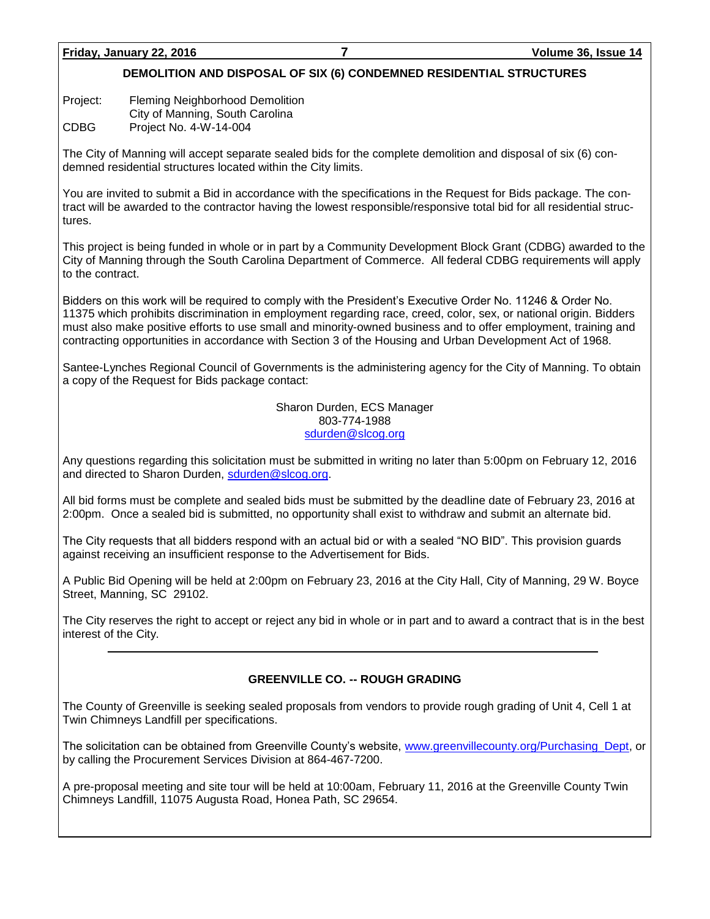## DEMOLITION AND DISPOSAL OF SIX (6) CONDEMNED RESIDENTIAL STRUCTURES

Project: Fleming Neighborhood Demolition
City of Manning, South Carolina
CDBG Project No. 4-W-14-004

The City of Manning will accept separate sealed bids for the complete demolition and disposal of six (6) condemned residential structures located within the City limits.

You are invited to submit a Bid in accordance with the specifications in the Request for Bids package. The contract will be awarded to the contractor having the lowest responsible/responsive total bid for all residential structures.

This project is being funded in whole or in part by a Community Development Block Grant (CDBG) awarded to the City of Manning through the South Carolina Department of Commerce. All federal CDBG requirements will apply to the contract.

Bidders on this work will be required to comply with the President's Executive Order No. 11246 & Order No. 11375 which prohibits discrimination in employment regarding race, creed, color, sex, or national origin. Bidders must also make positive efforts to use small and minority-owned business and to offer employment, training and contracting opportunities in accordance with Section 3 of the Housing and Urban Development Act of 1968.

Santee-Lynches Regional Council of Governments is the administering agency for the City of Manning. To obtain a copy of the Request for Bids package contact:

Sharon Durden, ECS Manager
803-774-1988
sdurden@slcog.org

Any questions regarding this solicitation must be submitted in writing no later than 5:00pm on February 12, 2016 and directed to Sharon Durden, sdurden@slcog.org.

All bid forms must be complete and sealed bids must be submitted by the deadline date of February 23, 2016 at 2:00pm. Once a sealed bid is submitted, no opportunity shall exist to withdraw and submit an alternate bid.

The City requests that all bidders respond with an actual bid or with a sealed "NO BID". This provision guards against receiving an insufficient response to the Advertisement for Bids.

A Public Bid Opening will be held at 2:00pm on February 23, 2016 at the City Hall, City of Manning, 29 W. Boyce Street, Manning, SC 29102.

The City reserves the right to accept or reject any bid in whole or in part and to award a contract that is in the best interest of the City.

---

## GREENVILLE CO. -- ROUGH GRADING

The County of Greenville is seeking sealed proposals from vendors to provide rough grading of Unit 4, Cell 1 at Twin Chimneys Landfill per specifications.

The solicitation can be obtained from Greenville County's website, www.greenvillecounty.org/Purchasing_Dept, or by calling the Procurement Services Division at 864-467-7200.

A pre-proposal meeting and site tour will be held at 10:00am, February 11, 2016 at the Greenville County Twin Chimneys Landfill, 11075 Augusta Road, Honea Path, SC 29654.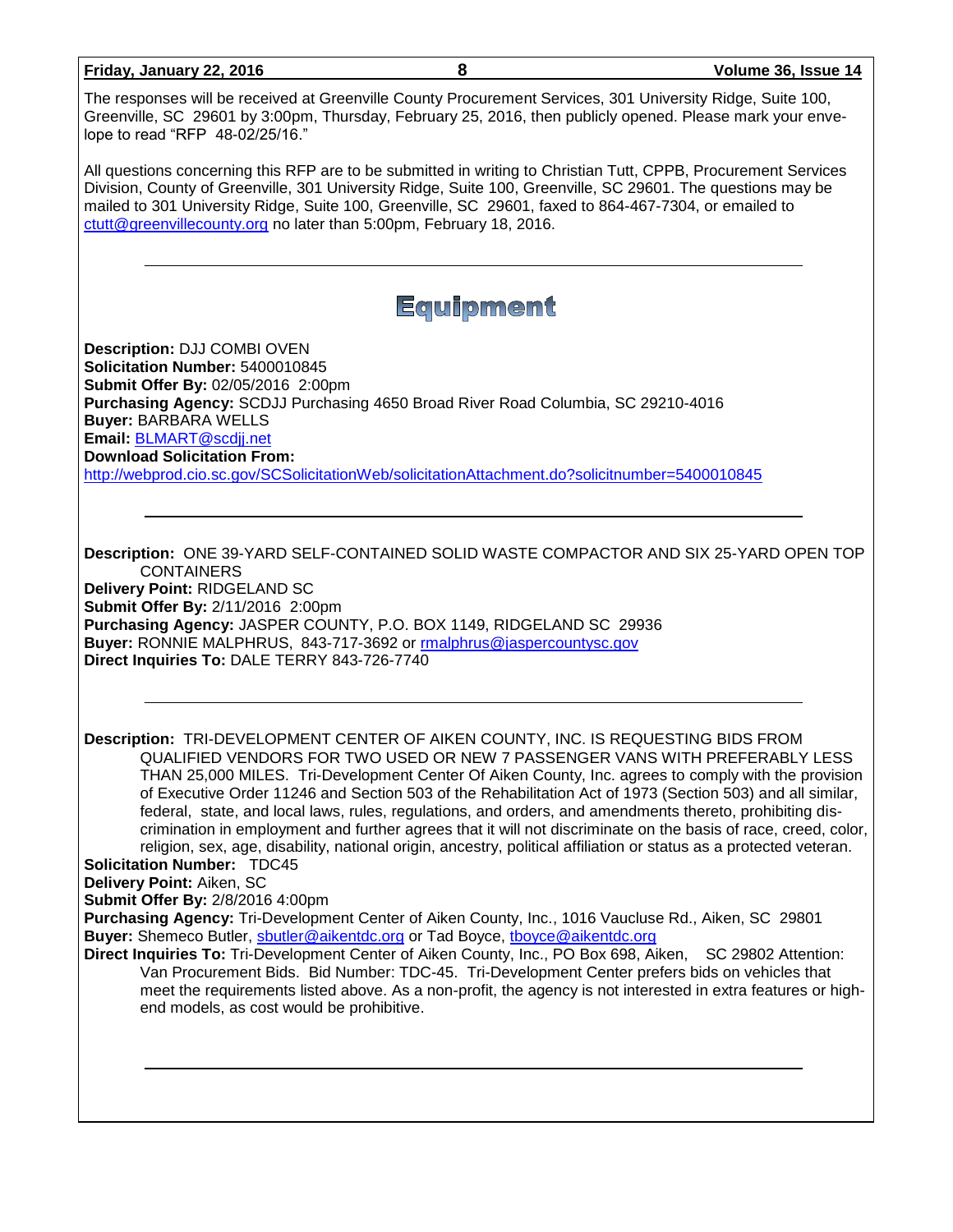The responses will be received at Greenville County Procurement Services, 301 University Ridge, Suite 100, Greenville, SC 29601 by 3:00pm, Thursday, February 25, 2016, then publicly opened. Please mark your envelope to read "RFP 48-02/25/16."

All questions concerning this RFP are to be submitted in writing to Christian Tutt, CPPB, Procurement Services Division, County of Greenville, 301 University Ridge, Suite 100, Greenville, SC 29601. The questions may be mailed to 301 University Ridge, Suite 100, Greenville, SC 29601, faxed to 864-467-7304, or emailed to ctutt@greenvillecounty.org no later than 5:00pm, February 18, 2016.

---

# Equipment

**Description:** DJJ COMBI OVEN
**Solicitation Number:** 5400010845
**Submit Offer By:** 02/05/2016 2:00pm
**Purchasing Agency:** SCDJJ Purchasing 4650 Broad River Road Columbia, SC 29210-4016
**Buyer:** BARBARA WELLS
**Email:** BLMART@scdjj.net
**Download Solicitation From:**
http://webprod.cio.sc.gov/SCSolicitationWeb/solicitationAttachment.do?solicitnumber=5400010845

---

**Description:** ONE 39-YARD SELF-CONTAINED SOLID WASTE COMPACTOR AND SIX 25-YARD OPEN TOP CONTAINERS
**Delivery Point:** RIDGELAND SC
**Submit Offer By:** 2/11/2016 2:00pm
**Purchasing Agency:** JASPER COUNTY, P.O. BOX 1149, RIDGELAND SC 29936
**Buyer:** RONNIE MALPHRUS, 843-717-3692 or rmalphrus@jaspercountysc.gov
**Direct Inquiries To:** DALE TERRY 843-726-7740

---

**Description:** TRI-DEVELOPMENT CENTER OF AIKEN COUNTY, INC. IS REQUESTING BIDS FROM QUALIFIED VENDORS FOR TWO USED OR NEW 7 PASSENGER VANS WITH PREFERABLY LESS THAN 25,000 MILES. Tri-Development Center Of Aiken County, Inc. agrees to comply with the provision of Executive Order 11246 and Section 503 of the Rehabilitation Act of 1973 (Section 503) and all similar, federal, state, and local laws, rules, regulations, and orders, and amendments thereto, prohibiting discrimination in employment and further agrees that it will not discriminate on the basis of race, creed, color, religion, sex, age, disability, national origin, ancestry, political affiliation or status as a protected veteran.
**Solicitation Number:** TDC45
**Delivery Point:** Aiken, SC
**Submit Offer By:** 2/8/2016 4:00pm
**Purchasing Agency:** Tri-Development Center of Aiken County, Inc., 1016 Vaucluse Rd., Aiken, SC 29801
**Buyer:** Shemeco Butler, sbutler@aikentdc.org or Tad Boyce, tboyce@aikentdc.org
**Direct Inquiries To:** Tri-Development Center of Aiken County, Inc., PO Box 698, Aiken, SC 29802 Attention: Van Procurement Bids. Bid Number: TDC-45. Tri-Development Center prefers bids on vehicles that meet the requirements listed above. As a non-profit, the agency is not interested in extra features or high-end models, as cost would be prohibitive.

---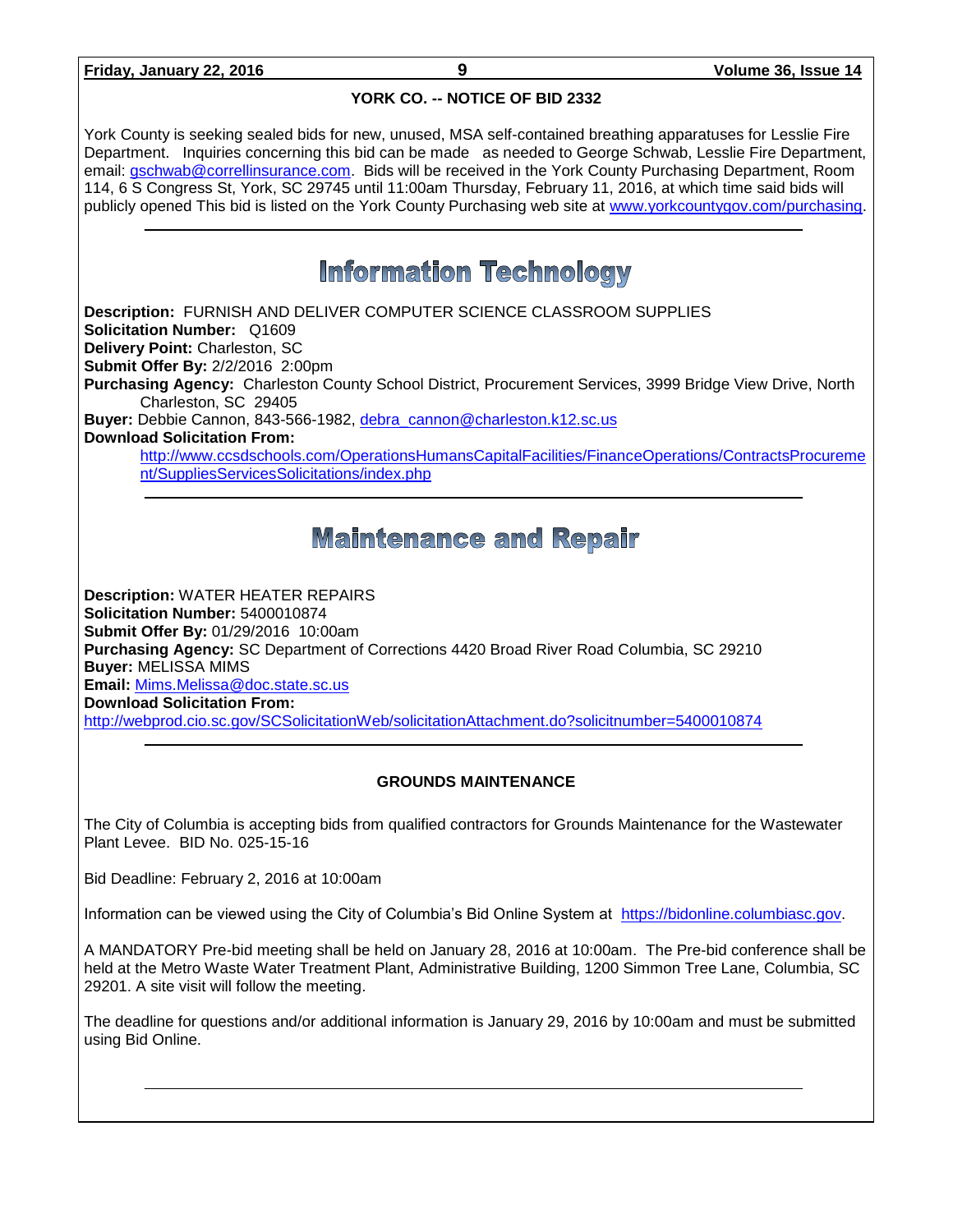### YORK CO. -- NOTICE OF BID 2332

York County is seeking sealed bids for new, unused, MSA self-contained breathing apparatuses for Lesslie Fire Department. Inquiries concerning this bid can be made as needed to George Schwab, Lesslie Fire Department, email: gschwab@correllinsurance.com. Bids will be received in the York County Purchasing Department, Room 114, 6 S Congress St, York, SC 29745 until 11:00am Thursday, February 11, 2016, at which time said bids will publicly opened This bid is listed on the York County Purchasing web site at www.yorkcountygov.com/purchasing.

---

## Information Technology

**Description:** FURNISH AND DELIVER COMPUTER SCIENCE CLASSROOM SUPPLIES
**Solicitation Number:** Q1609
**Delivery Point:** Charleston, SC
**Submit Offer By:** 2/2/2016 2:00pm
**Purchasing Agency:** Charleston County School District, Procurement Services, 3999 Bridge View Drive, North Charleston, SC 29405
**Buyer:** Debbie Cannon, 843-566-1982, debra_cannon@charleston.k12.sc.us
**Download Solicitation From:**
http://www.ccsdschools.com/OperationsHumansCapitalFacilities/FinanceOperations/ContractsProcurement/SuppliesServicesSolicitations/index.php

---

## Maintenance and Repair

**Description:** WATER HEATER REPAIRS
**Solicitation Number:** 5400010874
**Submit Offer By:** 01/29/2016 10:00am
**Purchasing Agency:** SC Department of Corrections 4420 Broad River Road Columbia, SC 29210
**Buyer:** MELISSA MIMS
**Email:** Mims.Melissa@doc.state.sc.us
**Download Solicitation From:**
http://webprod.cio.sc.gov/SCSolicitationWeb/solicitationAttachment.do?solicitnumber=5400010874

---

### GROUNDS MAINTENANCE

The City of Columbia is accepting bids from qualified contractors for Grounds Maintenance for the Wastewater Plant Levee. BID No. 025-15-16

Bid Deadline: February 2, 2016 at 10:00am

Information can be viewed using the City of Columbia's Bid Online System at https://bidonline.columbiasc.gov.

A MANDATORY Pre-bid meeting shall be held on January 28, 2016 at 10:00am. The Pre-bid conference shall be held at the Metro Waste Water Treatment Plant, Administrative Building, 1200 Simmon Tree Lane, Columbia, SC 29201. A site visit will follow the meeting.

The deadline for questions and/or additional information is January 29, 2016 by 10:00am and must be submitted using Bid Online.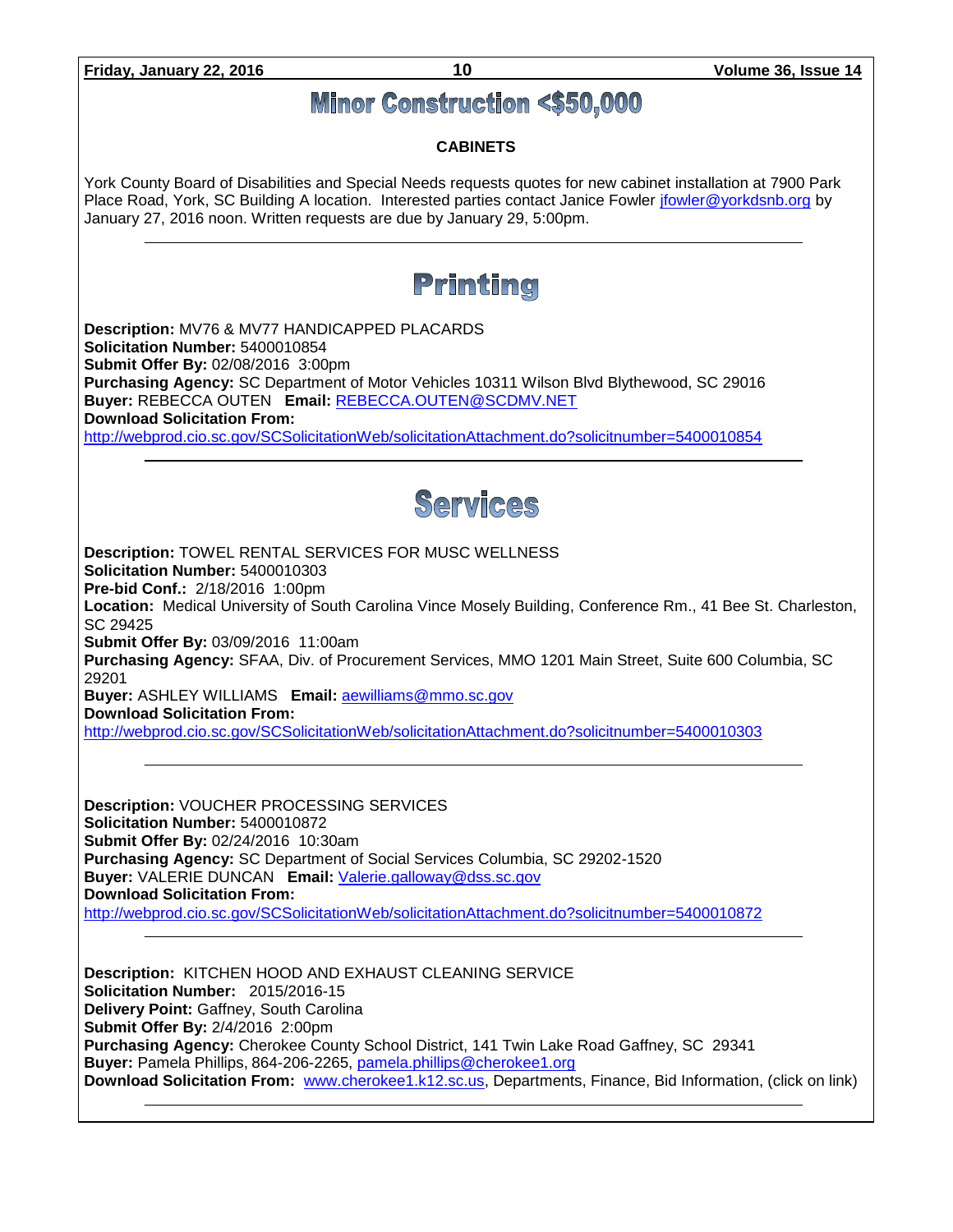# Minor Construction <$50,000

**CABINETS**

York County Board of Disabilities and Special Needs requests quotes for new cabinet installation at 7900 Park Place Road, York, SC Building A location. Interested parties contact Janice Fowler jfowler@yorkdsnb.org by January 27, 2016 noon. Written requests are due by January 29, 5:00pm.

---

# Printing

**Description:** MV76 & MV77 HANDICAPPED PLACARDS
**Solicitation Number:** 5400010854
**Submit Offer By:** 02/08/2016 3:00pm
**Purchasing Agency:** SC Department of Motor Vehicles 10311 Wilson Blvd Blythewood, SC 29016
**Buyer:** REBECCA OUTEN **Email:** REBECCA.OUTEN@SCDMV.NET
**Download Solicitation From:**
http://webprod.cio.sc.gov/SCSolicitationWeb/solicitationAttachment.do?solicitnumber=5400010854

---

# Services

**Description:** TOWEL RENTAL SERVICES FOR MUSC WELLNESS
**Solicitation Number:** 5400010303
**Pre-bid Conf.:** 2/18/2016 1:00pm
**Location:** Medical University of South Carolina Vince Mosely Building, Conference Rm., 41 Bee St. Charleston, SC 29425
**Submit Offer By:** 03/09/2016 11:00am
**Purchasing Agency:** SFAA, Div. of Procurement Services, MMO 1201 Main Street, Suite 600 Columbia, SC 29201
**Buyer:** ASHLEY WILLIAMS **Email:** aewilliams@mmo.sc.gov
**Download Solicitation From:**
http://webprod.cio.sc.gov/SCSolicitationWeb/solicitationAttachment.do?solicitnumber=5400010303

---

**Description:** VOUCHER PROCESSING SERVICES
**Solicitation Number:** 5400010872
**Submit Offer By:** 02/24/2016 10:30am
**Purchasing Agency:** SC Department of Social Services Columbia, SC 29202-1520
**Buyer:** VALERIE DUNCAN **Email:** Valerie.galloway@dss.sc.gov
**Download Solicitation From:**
http://webprod.cio.sc.gov/SCSolicitationWeb/solicitationAttachment.do?solicitnumber=5400010872

---

**Description:** KITCHEN HOOD AND EXHAUST CLEANING SERVICE
**Solicitation Number:** 2015/2016-15
**Delivery Point:** Gaffney, South Carolina
**Submit Offer By:** 2/4/2016 2:00pm
**Purchasing Agency:** Cherokee County School District, 141 Twin Lake Road Gaffney, SC 29341
**Buyer:** Pamela Phillips, 864-206-2265, pamela.phillips@cherokee1.org
**Download Solicitation From:** www.cherokee1.k12.sc.us, Departments, Finance, Bid Information, (click on link)

---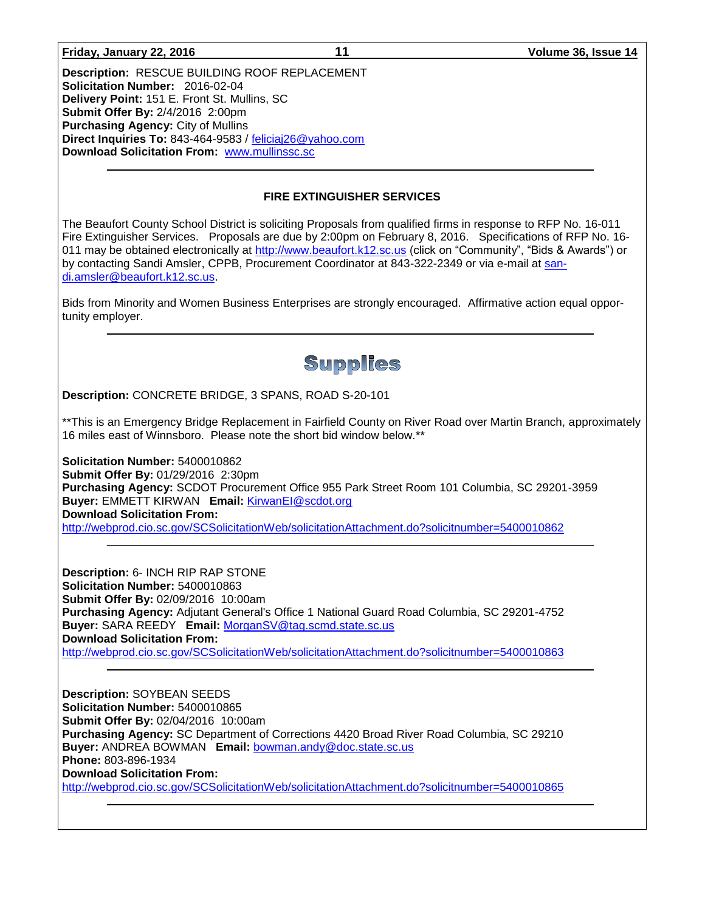**Description:** RESCUE BUILDING ROOF REPLACEMENT
**Solicitation Number:** 2016-02-04
**Delivery Point:** 151 E. Front St. Mullins, SC
**Submit Offer By:** 2/4/2016 2:00pm
**Purchasing Agency:** City of Mullins
**Direct Inquiries To:** 843-464-9583 / feliciaj26@yahoo.com
**Download Solicitation From:** www.mullinssc.sc

---

**FIRE EXTINGUISHER SERVICES**

The Beaufort County School District is soliciting Proposals from qualified firms in response to RFP No. 16-011 Fire Extinguisher Services. Proposals are due by 2:00pm on February 8, 2016. Specifications of RFP No. 16-011 may be obtained electronically at http://www.beaufort.k12.sc.us (click on "Community", "Bids & Awards") or by contacting Sandi Amsler, CPPB, Procurement Coordinator at 843-322-2349 or via e-mail at sandi.amsler@beaufort.k12.sc.us.

Bids from Minority and Women Business Enterprises are strongly encouraged. Affirmative action equal opportunity employer.

---

# Supplies

**Description:** CONCRETE BRIDGE, 3 SPANS, ROAD S-20-101

**This is an Emergency Bridge Replacement in Fairfield County on River Road over Martin Branch, approximately 16 miles east of Winnsboro. Please note the short bid window below.**

**Solicitation Number:** 5400010862
**Submit Offer By:** 01/29/2016 2:30pm
**Purchasing Agency:** SCDOT Procurement Office 955 Park Street Room 101 Columbia, SC 29201-3959
**Buyer:** EMMETT KIRWAN **Email:** KirwanEI@scdot.org
**Download Solicitation From:**
http://webprod.cio.sc.gov/SCSolicitationWeb/solicitationAttachment.do?solicitnumber=5400010862

---

**Description:** 6- INCH RIP RAP STONE
**Solicitation Number:** 5400010863
**Submit Offer By:** 02/09/2016 10:00am
**Purchasing Agency:** Adjutant General's Office 1 National Guard Road Columbia, SC 29201-4752
**Buyer:** SARA REEDY **Email:** MorganSV@tag.scmd.state.sc.us
**Download Solicitation From:**
http://webprod.cio.sc.gov/SCSolicitationWeb/solicitationAttachment.do?solicitnumber=5400010863

---

**Description:** SOYBEAN SEEDS
**Solicitation Number:** 5400010865
**Submit Offer By:** 02/04/2016 10:00am
**Purchasing Agency:** SC Department of Corrections 4420 Broad River Road Columbia, SC 29210
**Buyer:** ANDREA BOWMAN **Email:** bowman.andy@doc.state.sc.us
**Phone:** 803-896-1934
**Download Solicitation From:**
http://webprod.cio.sc.gov/SCSolicitationWeb/solicitationAttachment.do?solicitnumber=5400010865

---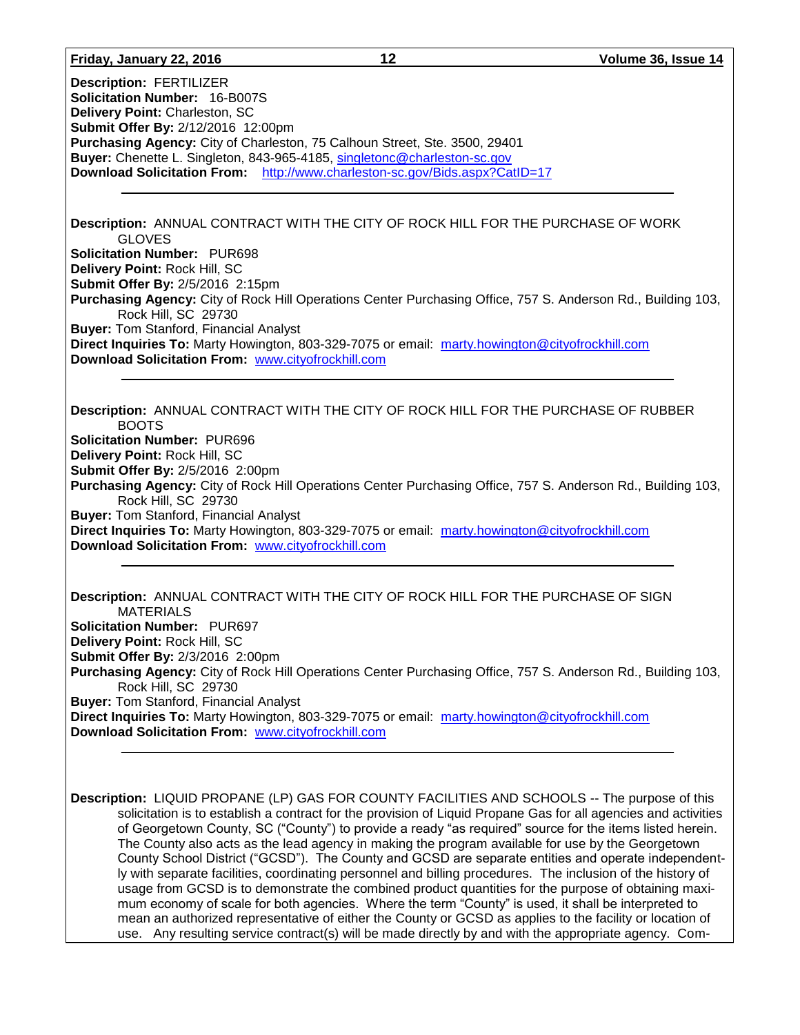**Description:** FERTILIZER
**Solicitation Number:** 16-B007S
**Delivery Point:** Charleston, SC
**Submit Offer By:** 2/12/2016 12:00pm
**Purchasing Agency:** City of Charleston, 75 Calhoun Street, Ste. 3500, 29401
**Buyer:** Chenette L. Singleton, 843-965-4185, singletonc@charleston-sc.gov
**Download Solicitation From:** http://www.charleston-sc.gov/Bids.aspx?CatID=17

---

**Description:** ANNUAL CONTRACT WITH THE CITY OF ROCK HILL FOR THE PURCHASE OF WORK GLOVES
**Solicitation Number:** PUR698
**Delivery Point:** Rock Hill, SC
**Submit Offer By:** 2/5/2016 2:15pm
**Purchasing Agency:** City of Rock Hill Operations Center Purchasing Office, 757 S. Anderson Rd., Building 103, Rock Hill, SC 29730
**Buyer:** Tom Stanford, Financial Analyst
**Direct Inquiries To:** Marty Howington, 803-329-7075 or email: marty.howington@cityofrockhill.com
**Download Solicitation From:** www.cityofrockhill.com

---

**Description:** ANNUAL CONTRACT WITH THE CITY OF ROCK HILL FOR THE PURCHASE OF RUBBER BOOTS
**Solicitation Number:** PUR696
**Delivery Point:** Rock Hill, SC
**Submit Offer By:** 2/5/2016 2:00pm
**Purchasing Agency:** City of Rock Hill Operations Center Purchasing Office, 757 S. Anderson Rd., Building 103, Rock Hill, SC 29730
**Buyer:** Tom Stanford, Financial Analyst
**Direct Inquiries To:** Marty Howington, 803-329-7075 or email: marty.howington@cityofrockhill.com
**Download Solicitation From:** www.cityofrockhill.com

---

**Description:** ANNUAL CONTRACT WITH THE CITY OF ROCK HILL FOR THE PURCHASE OF SIGN MATERIALS
**Solicitation Number:** PUR697
**Delivery Point:** Rock Hill, SC
**Submit Offer By:** 2/3/2016 2:00pm
**Purchasing Agency:** City of Rock Hill Operations Center Purchasing Office, 757 S. Anderson Rd., Building 103, Rock Hill, SC 29730
**Buyer:** Tom Stanford, Financial Analyst
**Direct Inquiries To:** Marty Howington, 803-329-7075 or email: marty.howington@cityofrockhill.com
**Download Solicitation From:** www.cityofrockhill.com

---

**Description:** LIQUID PROPANE (LP) GAS FOR COUNTY FACILITIES AND SCHOOLS -- The purpose of this solicitation is to establish a contract for the provision of Liquid Propane Gas for all agencies and activities of Georgetown County, SC ("County") to provide a ready "as required" source for the items listed herein. The County also acts as the lead agency in making the program available for use by the Georgetown County School District ("GCSD"). The County and GCSD are separate entities and operate independently with separate facilities, coordinating personnel and billing procedures. The inclusion of the history of usage from GCSD is to demonstrate the combined product quantities for the purpose of obtaining maximum economy of scale for both agencies. Where the term "County" is used, it shall be interpreted to mean an authorized representative of either the County or GCSD as applies to the facility or location of use. Any resulting service contract(s) will be made directly by and with the appropriate agency. Com-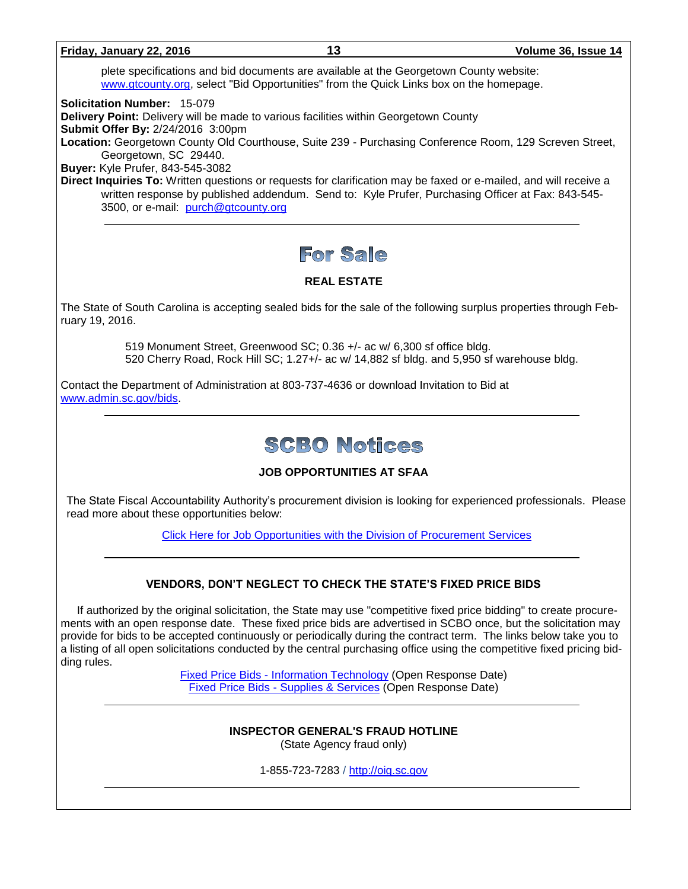plete specifications and bid documents are available at the Georgetown County website: www.gtcounty.org, select "Bid Opportunities" from the Quick Links box on the homepage.

**Solicitation Number:** 15-079
**Delivery Point:** Delivery will be made to various facilities within Georgetown County
**Submit Offer By:** 2/24/2016 3:00pm
**Location:** Georgetown County Old Courthouse, Suite 239 - Purchasing Conference Room, 129 Screven Street, Georgetown, SC 29440.
**Buyer:** Kyle Prufer, 843-545-3082
**Direct Inquiries To:** Written questions or requests for clarification may be faxed or e-mailed, and will receive a written response by published addendum. Send to: Kyle Prufer, Purchasing Officer at Fax: 843-545-3500, or e-mail: purch@gtcounty.org

---

# For Sale

### REAL ESTATE

The State of South Carolina is accepting sealed bids for the sale of the following surplus properties through February 19, 2016.

519 Monument Street, Greenwood SC; 0.36 +/- ac w/ 6,300 sf office bldg.
520 Cherry Road, Rock Hill SC; 1.27+/- ac w/ 14,882 sf bldg. and 5,950 sf warehouse bldg.

Contact the Department of Administration at 803-737-4636 or download Invitation to Bid at www.admin.sc.gov/bids.

---

# SCBO Notices

### JOB OPPORTUNITIES AT SFAA

The State Fiscal Accountability Authority's procurement division is looking for experienced professionals. Please read more about these opportunities below:

Click Here for Job Opportunities with the Division of Procurement Services

---

### VENDORS, DON'T NEGLECT TO CHECK THE STATE'S FIXED PRICE BIDS

If authorized by the original solicitation, the State may use "competitive fixed price bidding" to create procurements with an open response date. These fixed price bids are advertised in SCBO once, but the solicitation may provide for bids to be accepted continuously or periodically during the contract term. The links below take you to a listing of all open solicitations conducted by the central purchasing office using the competitive fixed pricing bidding rules.

Fixed Price Bids - Information Technology (Open Response Date)
Fixed Price Bids - Supplies & Services (Open Response Date)

---

### INSPECTOR GENERAL'S FRAUD HOTLINE

(State Agency fraud only)

1-855-723-7283 / http://oig.sc.gov

---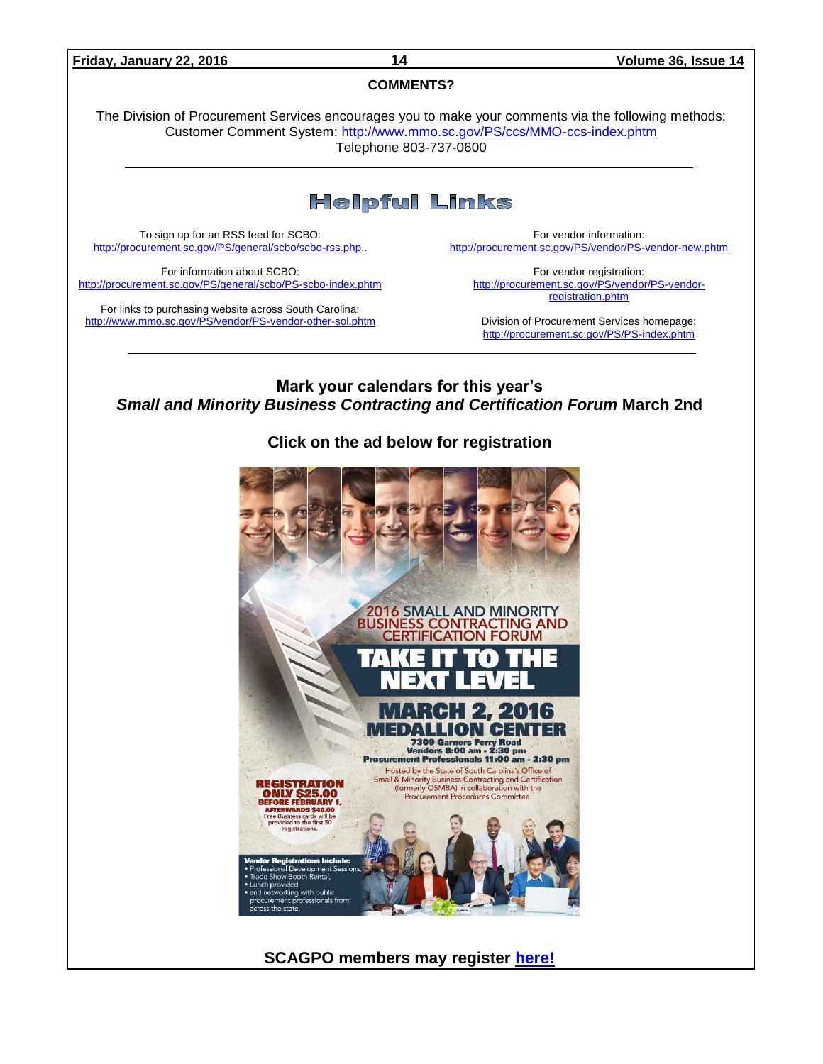## COMMENTS?

The Division of Procurement Services encourages you to make your comments via the following methods:
Customer Comment System: http://www.mmo.sc.gov/PS/ccs/MMO-ccs-index.phtm
Telephone 803-737-0600

---

## Helpful Links

To sign up for an RSS feed for SCBO:
http://procurement.sc.gov/PS/general/scbo/scbo-rss.php..

For information about SCBO:
http://procurement.sc.gov/PS/general/scbo/PS-scbo-index.phtm

For links to purchasing website across South Carolina:
http://www.mmo.sc.gov/PS/vendor/PS-vendor-other-sol.phtm

For vendor information:
http://procurement.sc.gov/PS/vendor/PS-vendor-new.phtm

For vendor registration:
http://procurement.sc.gov/PS/vendor/PS-vendor-registration.phtm

Division of Procurement Services homepage:
http://procurement.sc.gov/PS/PS-index.phtm

---

**Mark your calendars for this year's**
***Small and Minority Business Contracting and Certification Forum* March 2nd**

**Click on the ad below for registration**

2016 SMALL AND MINORITY BUSINESS CONTRACTING AND CERTIFICATION FORUM

TAKE IT TO THE NEXT LEVEL

MARCH 2, 2016
MEDALLION CENTER
7309 Garners Ferry Road
Vendors 8:00 am - 2:30 pm
Procurement Professionals 11:00 am - 2:30 pm

Hosted by the State of South Carolina's Office of Small & Minority Business Contracting and Certification (formerly OSMBA) in collaboration with the Procurement Procedures Committee.

REGISTRATION ONLY $25.00 BEFORE FEBRUARY 1.
AFTERWARDS $40.00
Free Business cards will be provided to the first 50 registrations.

Vendor Registrations Include:
- Professional Development Sessions,
- Trade Show Booth Rental,
- Lunch provided,
- and networking with public procurement professionals from across the state.

**SCAGPO members may register here!**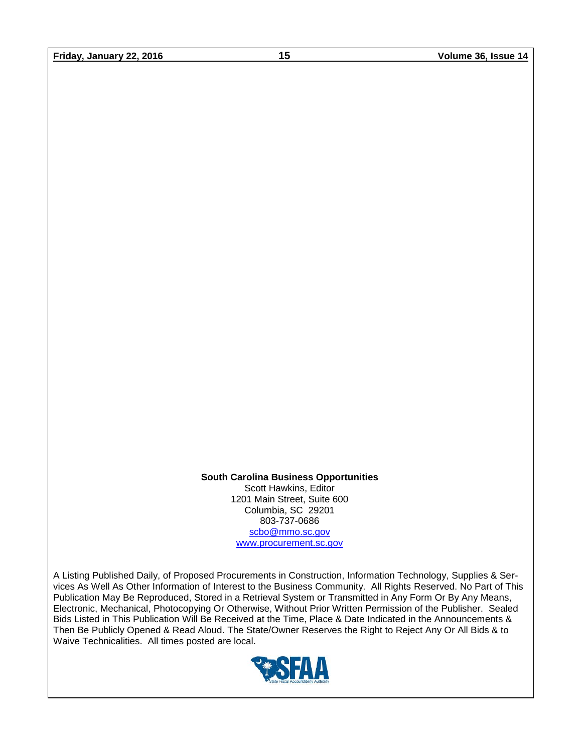**South Carolina Business Opportunities**

Scott Hawkins, Editor
1201 Main Street, Suite 600
Columbia, SC 29201
803-737-0686
scbo@mmo.sc.gov
www.procurement.sc.gov

A Listing Published Daily, of Proposed Procurements in Construction, Information Technology, Supplies & Services As Well As Other Information of Interest to the Business Community. All Rights Reserved. No Part of This Publication May Be Reproduced, Stored in a Retrieval System or Transmitted in Any Form Or By Any Means, Electronic, Mechanical, Photocopying Or Otherwise, Without Prior Written Permission of the Publisher. Sealed Bids Listed in This Publication Will Be Received at the Time, Place & Date Indicated in the Announcements & Then Be Publicly Opened & Read Aloud. The State/Owner Reserves the Right to Reject Any Or All Bids & to Waive Technicalities. All times posted are local.

SFAA
State Fiscal Accountability Authority